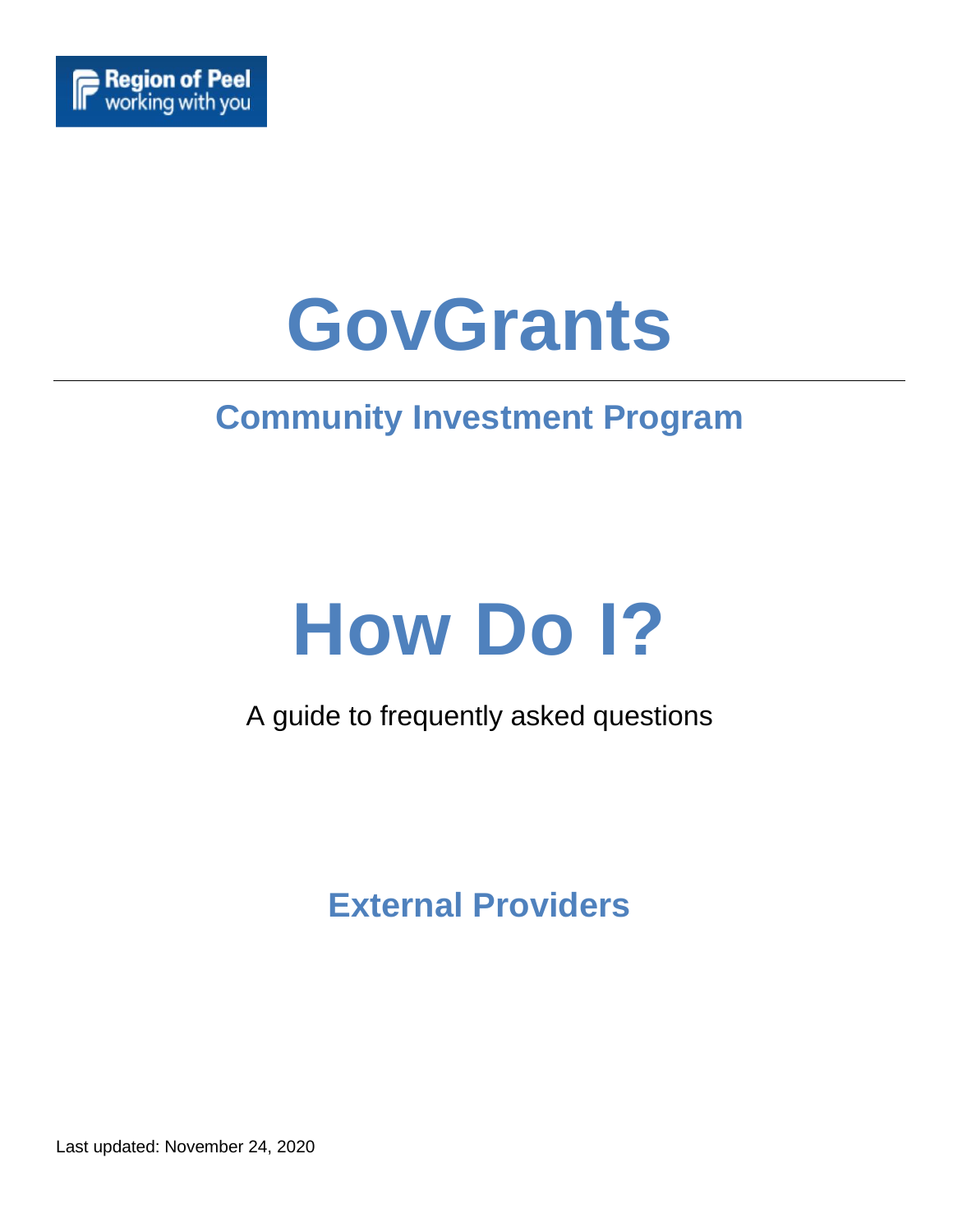Region of Peel
working with you

# GovGrants

## Community Investment Program

# How Do I?

A guide to frequently asked questions

## External Providers

Last updated: November 24, 2020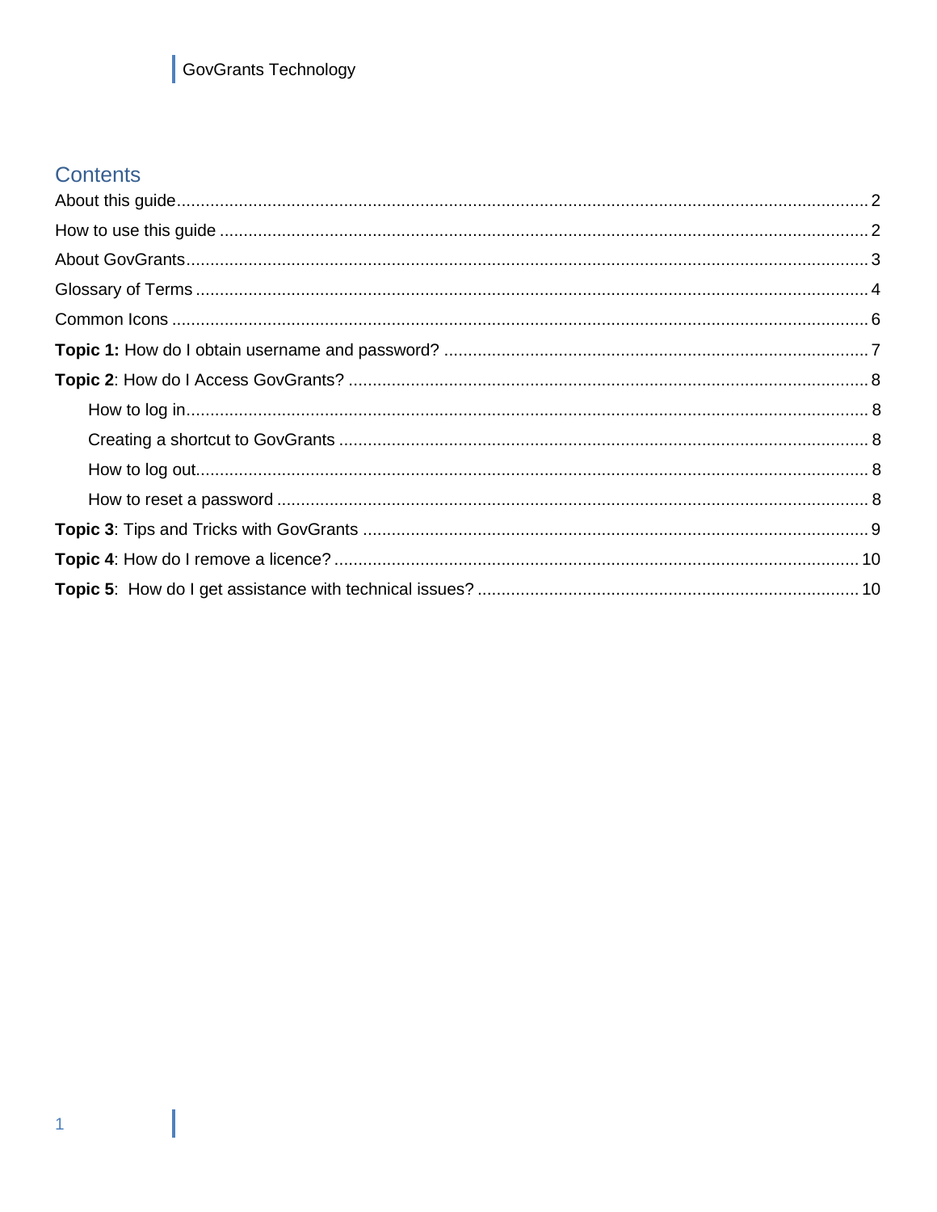# Contents

About this guide ........................................................ 2

How to use this guide ................................................. 2

About GovGrants ........................................................ 3

Glossary of Terms ...................................................... 4

Common Icons ........................................................... 6

**Topic 1:** How do I obtain username and password? ................. 7

**Topic 2**: How do I Access GovGrants? ................................ 8

- How to log in ........................................................ 8
- Creating a shortcut to GovGrants ................................ 8
- How to log out ...................................................... 8
- How to reset a password ........................................... 8

**Topic 3**: Tips and Tricks with GovGrants .............................. 9

**Topic 4**: How do I remove a licence? .................................. 10

**Topic 5**: How do I get assistance with technical issues? ........... 10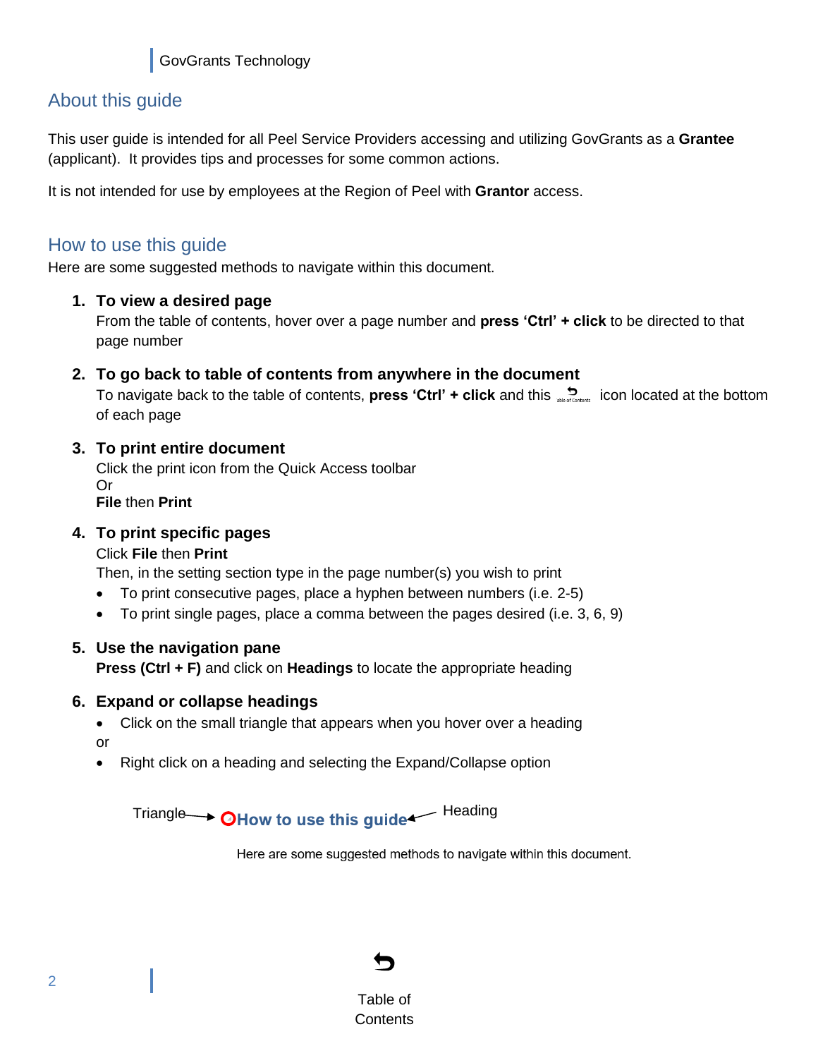## About this guide

This user guide is intended for all Peel Service Providers accessing and utilizing GovGrants as a **Grantee** (applicant). It provides tips and processes for some common actions.

It is not intended for use by employees at the Region of Peel with **Grantor** access.

## How to use this guide

Here are some suggested methods to navigate within this document.

1. **To view a desired page**
   From the table of contents, hover over a page number and **press 'Ctrl' + click** to be directed to that page number

2. **To go back to table of contents from anywhere in the document**
   To navigate back to the table of contents, **press 'Ctrl' + click** and this icon located at the bottom of each page

3. **To print entire document**
   Click the print icon from the Quick Access toolbar
   Or
   **File** then **Print**

4. **To print specific pages**
   Click **File** then **Print**
   Then, in the setting section type in the page number(s) you wish to print
   - To print consecutive pages, place a hyphen between numbers (i.e. 2-5)
   - To print single pages, place a comma between the pages desired (i.e. 3, 6, 9)

5. **Use the navigation pane**
   **Press (Ctrl + F)** and click on **Headings** to locate the appropriate heading

6. **Expand or collapse headings**
   - Click on the small triangle that appears when you hover over a heading

   or
   - Right click on a heading and selecting the Expand/Collapse option

Triangle → **How to use this guide** ← Heading

Here are some suggested methods to navigate within this document.

Table of Contents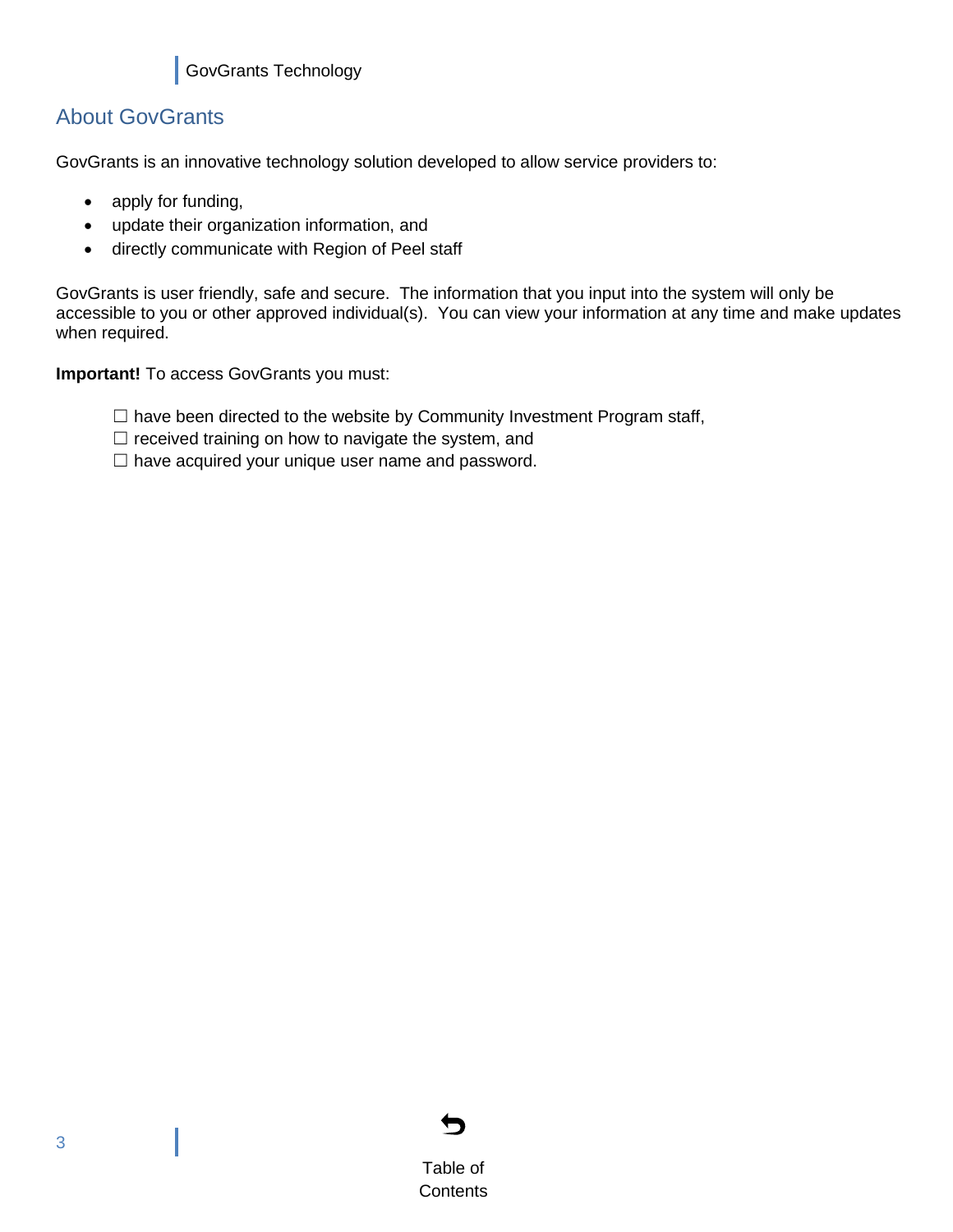## About GovGrants

GovGrants is an innovative technology solution developed to allow service providers to:

- apply for funding,
- update their organization information, and
- directly communicate with Region of Peel staff

GovGrants is user friendly, safe and secure. The information that you input into the system will only be accessible to you or other approved individual(s). You can view your information at any time and make updates when required.

**Important!** To access GovGrants you must:

☐ have been directed to the website by Community Investment Program staff,
☐ received training on how to navigate the system, and
☐ have acquired your unique user name and password.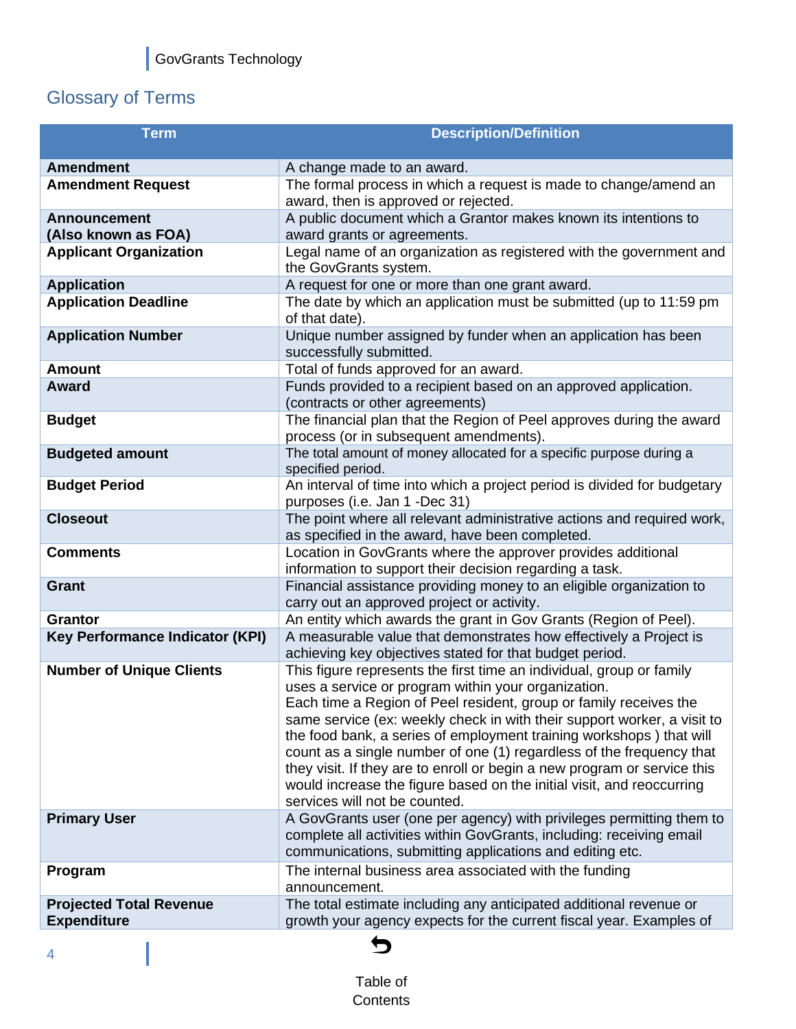## Glossary of Terms

| Term | Description/Definition |
|---|---|
| **Amendment** | A change made to an award. |
| **Amendment Request** | The formal process in which a request is made to change/amend an award, then is approved or rejected. |
| **Announcement (Also known as FOA)** | A public document which a Grantor makes known its intentions to award grants or agreements. |
| **Applicant Organization** | Legal name of an organization as registered with the government and the GovGrants system. |
| **Application** | A request for one or more than one grant award. |
| **Application Deadline** | The date by which an application must be submitted (up to 11:59 pm of that date). |
| **Application Number** | Unique number assigned by funder when an application has been successfully submitted. |
| **Amount** | Total of funds approved for an award. |
| **Award** | Funds provided to a recipient based on an approved application. (contracts or other agreements) |
| **Budget** | The financial plan that the Region of Peel approves during the award process (or in subsequent amendments). |
| **Budgeted amount** | The total amount of money allocated for a specific purpose during a specified period. |
| **Budget Period** | An interval of time into which a project period is divided for budgetary purposes (i.e. Jan 1 -Dec 31) |
| **Closeout** | The point where all relevant administrative actions and required work, as specified in the award, have been completed. |
| **Comments** | Location in GovGrants where the approver provides additional information to support their decision regarding a task. |
| **Grant** | Financial assistance providing money to an eligible organization to carry out an approved project or activity. |
| **Grantor** | An entity which awards the grant in Gov Grants (Region of Peel). |
| **Key Performance Indicator (KPI)** | A measurable value that demonstrates how effectively a Project is achieving key objectives stated for that budget period. |
| **Number of Unique Clients** | This figure represents the first time an individual, group or family uses a service or program within your organization. Each time a Region of Peel resident, group or family receives the same service (ex: weekly check in with their support worker, a visit to the food bank, a series of employment training workshops ) that will count as a single number of one (1) regardless of the frequency that they visit. If they are to enroll or begin a new program or service this would increase the figure based on the initial visit, and reoccurring services will not be counted. |
| **Primary User** | A GovGrants user (one per agency) with privileges permitting them to complete all activities within GovGrants, including: receiving email communications, submitting applications and editing etc. |
| **Program** | The internal business area associated with the funding announcement. |
| **Projected Total Revenue Expenditure** | The total estimate including any anticipated additional revenue or growth your agency expects for the current fiscal year. Examples of |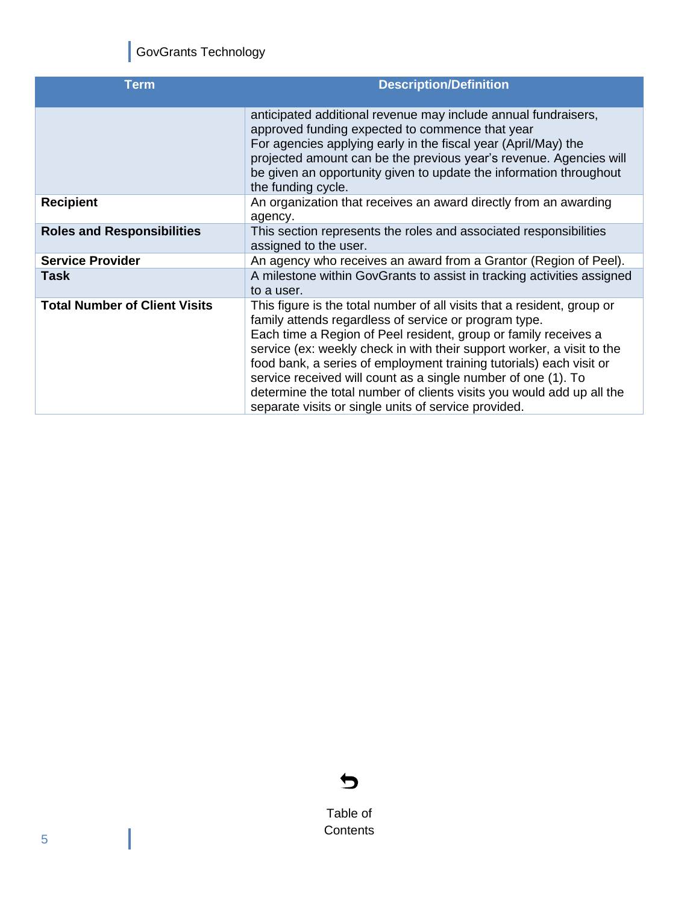| Term | Description/Definition |
| --- | --- |
| | anticipated additional revenue may include annual fundraisers, approved funding expected to commence that year<br>For agencies applying early in the fiscal year (April/May) the projected amount can be the previous year's revenue. Agencies will be given an opportunity given to update the information throughout the funding cycle. |
| **Recipient** | An organization that receives an award directly from an awarding agency. |
| **Roles and Responsibilities** | This section represents the roles and associated responsibilities assigned to the user. |
| **Service Provider** | An agency who receives an award from a Grantor (Region of Peel). |
| **Task** | A milestone within GovGrants to assist in tracking activities assigned to a user. |
| **Total Number of Client Visits** | This figure is the total number of all visits that a resident, group or family attends regardless of service or program type.<br>Each time a Region of Peel resident, group or family receives a service (ex: weekly check in with their support worker, a visit to the food bank, a series of employment training tutorials) each visit or service received will count as a single number of one (1). To determine the total number of clients visits you would add up all the separate visits or single units of service provided. |

Table of Contents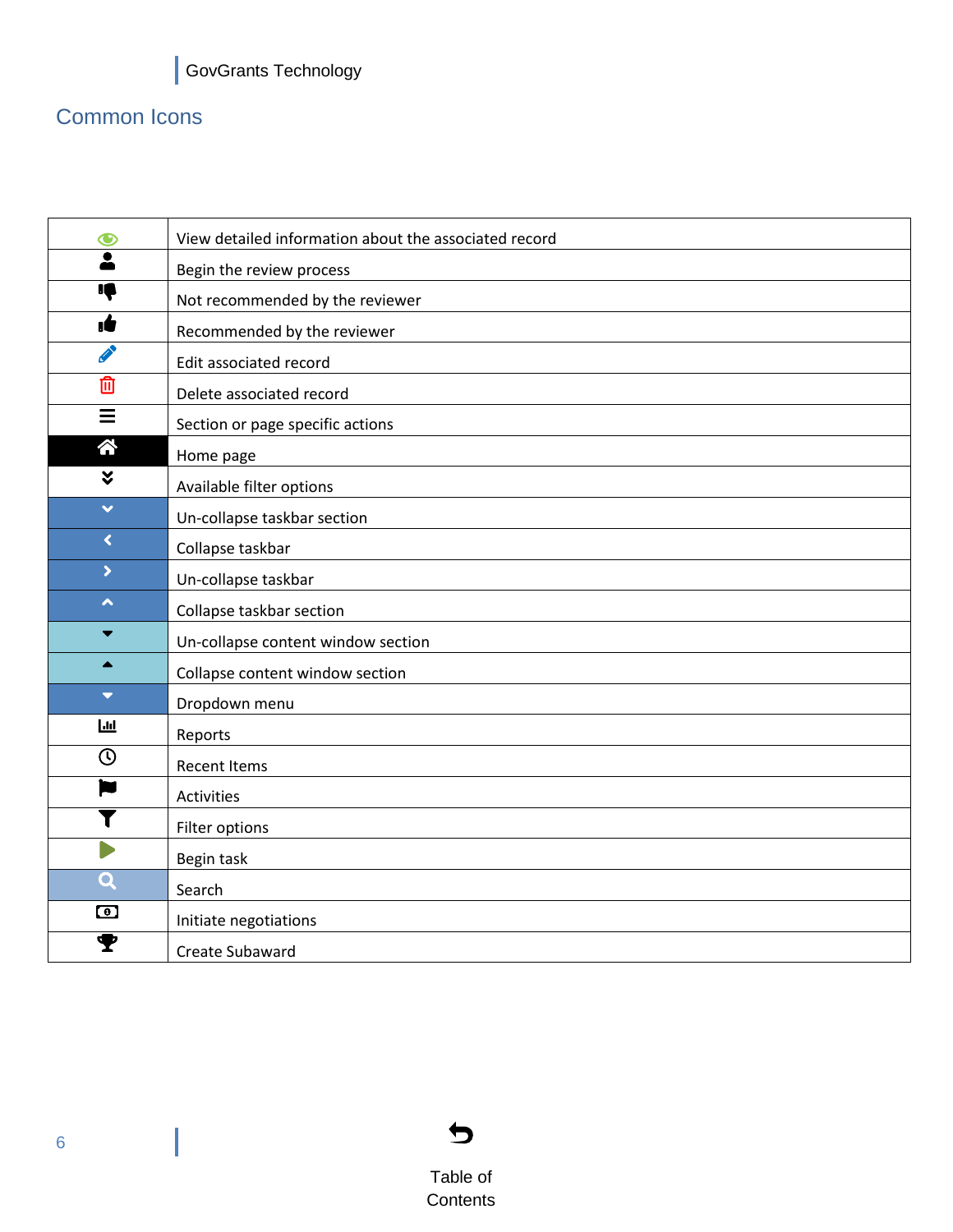## Common Icons

| Icon | Description |
| --- | --- |
| | View detailed information about the associated record |
| | Begin the review process |
| | Not recommended by the reviewer |
| | Recommended by the reviewer |
| | Edit associated record |
| | Delete associated record |
| | Section or page specific actions |
| | Home page |
| | Available filter options |
| | Un-collapse taskbar section |
| | Collapse taskbar |
| | Un-collapse taskbar |
| | Collapse taskbar section |
| | Un-collapse content window section |
| | Collapse content window section |
| | Dropdown menu |
| | Reports |
| | Recent Items |
| | Activities |
| | Filter options |
| | Begin task |
| | Search |
| | Initiate negotiations |
| | Create Subaward |

Table of Contents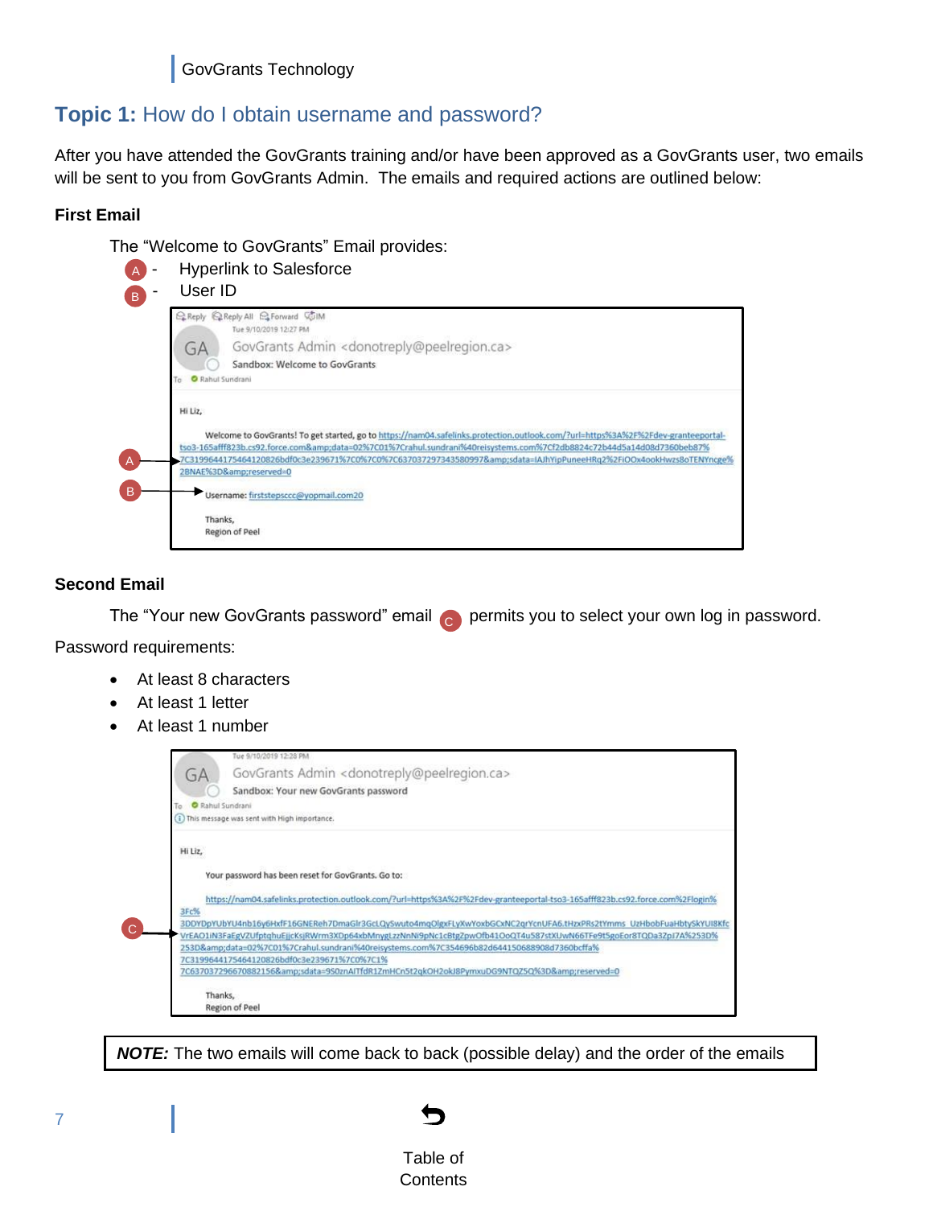## Topic 1: How do I obtain username and password?

After you have attended the GovGrants training and/or have been approved as a GovGrants user, two emails will be sent to you from GovGrants Admin. The emails and required actions are outlined below:

**First Email**

The "Welcome to GovGrants" Email provides:

- A - Hyperlink to Salesforce
- B - User ID

**Second Email**

The "Your new GovGrants password" email C permits you to select your own log in password.

Password requirements:

- At least 8 characters
- At least 1 letter
- At least 1 number

> ***NOTE:*** The two emails will come back to back (possible delay) and the order of the emails

Table of Contents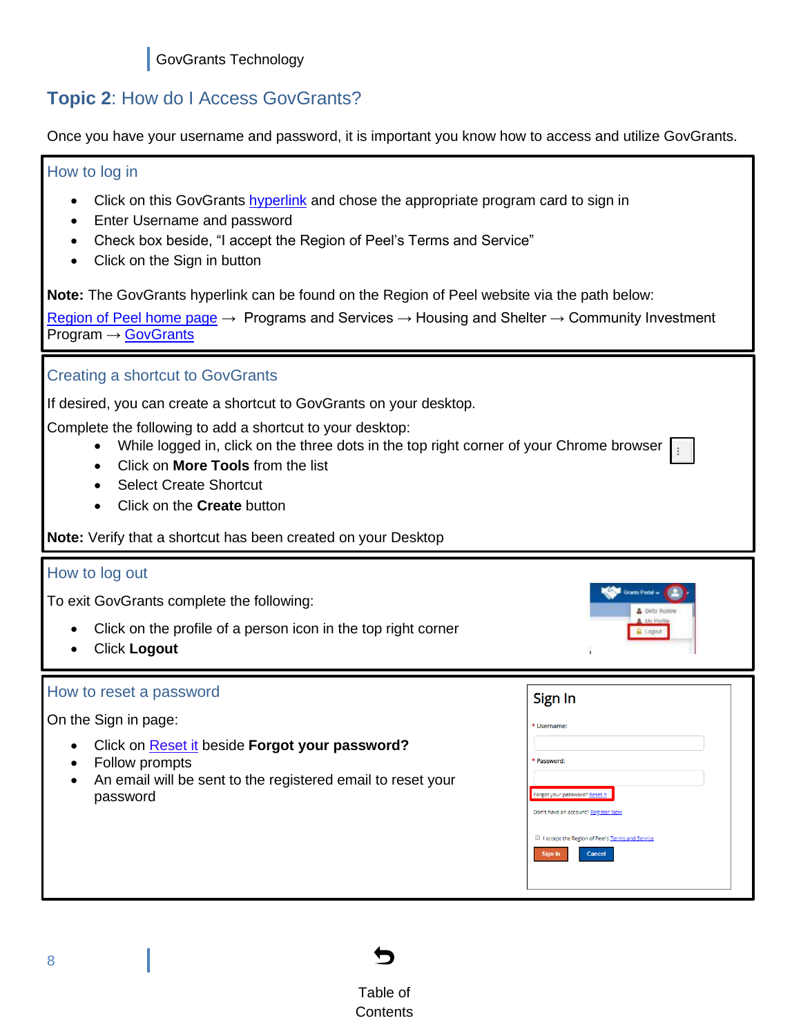## Topic 2: How do I Access GovGrants?

Once you have your username and password, it is important you know how to access and utilize GovGrants.

### How to log in

- Click on this GovGrants hyperlink and chose the appropriate program card to sign in
- Enter Username and password
- Check box beside, "I accept the Region of Peel's Terms and Service"
- Click on the Sign in button

**Note:** The GovGrants hyperlink can be found on the Region of Peel website via the path below:
Region of Peel home page → Programs and Services → Housing and Shelter → Community Investment Program → GovGrants

### Creating a shortcut to GovGrants

If desired, you can create a shortcut to GovGrants on your desktop.

Complete the following to add a shortcut to your desktop:

- While logged in, click on the three dots in the top right corner of your Chrome browser
- Click on **More Tools** from the list
- Select Create Shortcut
- Click on the **Create** button

**Note:** Verify that a shortcut has been created on your Desktop

### How to log out

To exit GovGrants complete the following:

- Click on the profile of a person icon in the top right corner
- Click **Logout**

### How to reset a password

On the Sign in page:

- Click on Reset it beside **Forgot your password?**
- Follow prompts
- An email will be sent to the registered email to reset your password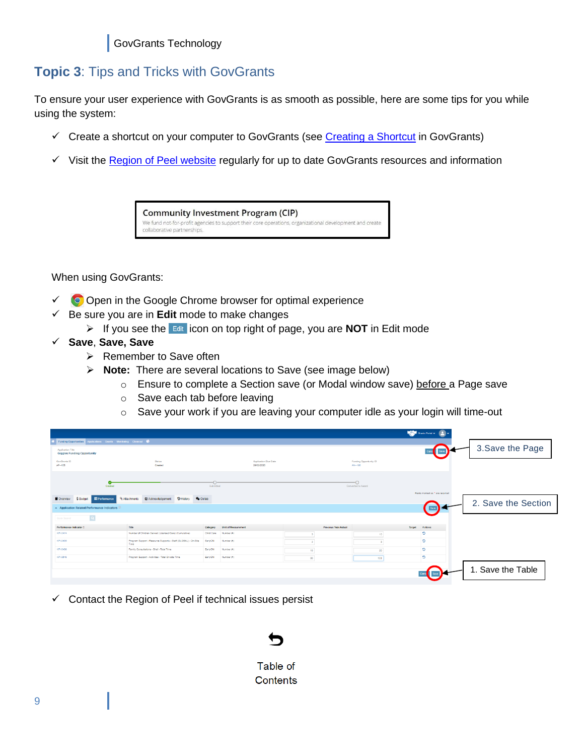## Topic 3: Tips and Tricks with GovGrants

To ensure your user experience with GovGrants is as smooth as possible, here are some tips for you while using the system:

- ✓ Create a shortcut on your computer to GovGrants (see Creating a Shortcut in GovGrants)
- ✓ Visit the Region of Peel website regularly for up to date GovGrants resources and information

**Community Investment Program (CIP)**
We fund not-for-profit agencies to support their core operations, organizational development and create collaborative partnerships.

When using GovGrants:

- ✓ Open in the Google Chrome browser for optimal experience
- ✓ Be sure you are in **Edit** mode to make changes
  - ➢ If you see the Edit icon on top right of page, you are **NOT** in Edit mode
- ✓ **Save**, **Save**, **Save**
  - ➢ Remember to Save often
  - ➢ **Note:** There are several locations to Save (see image below)
    - o Ensure to complete a Section save (or Modal window save) before a Page save
    - o Save each tab before leaving
    - o Save your work if you are leaving your computer idle as your login will time-out

3.Save the Page

2. Save the Section

1. Save the Table

- ✓ Contact the Region of Peel if technical issues persist

Table of Contents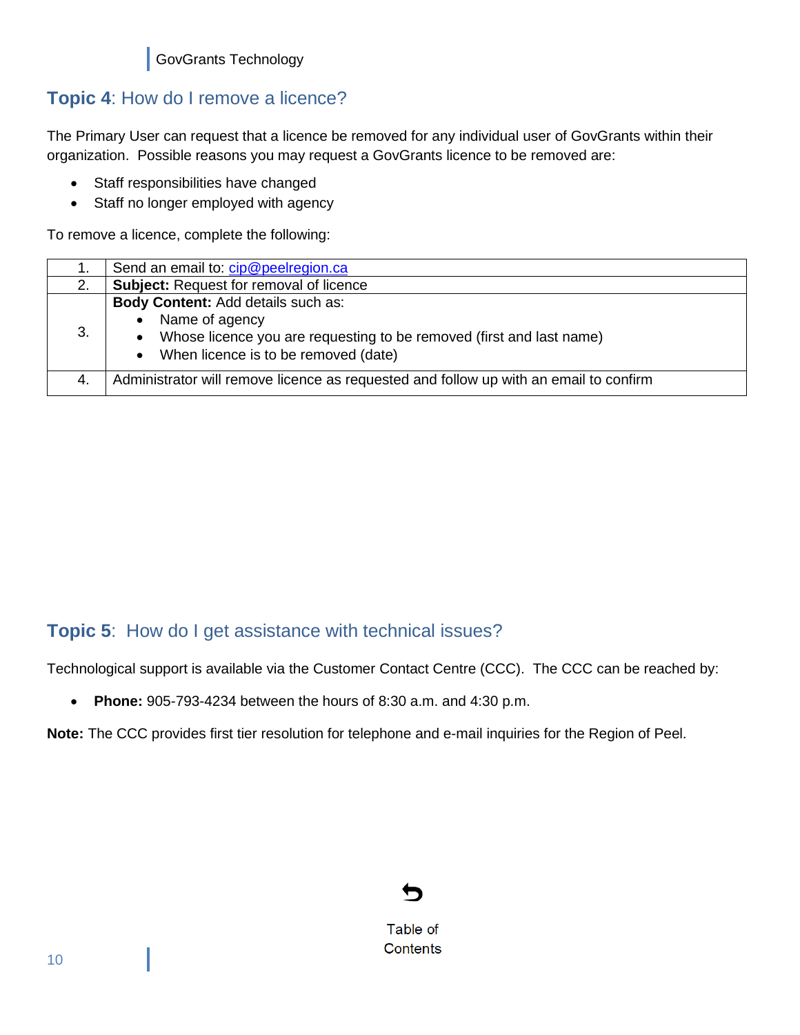## **Topic 4**: How do I remove a licence?

The Primary User can request that a licence be removed for any individual user of GovGrants within their organization. Possible reasons you may request a GovGrants licence to be removed are:

- Staff responsibilities have changed
- Staff no longer employed with agency

To remove a licence, complete the following:

| | |
|---|---|
| 1. | Send an email to: cip@peelregion.ca |
| 2. | **Subject:** Request for removal of licence |
| 3. | **Body Content:** Add details such as:<br>• Name of agency<br>• Whose licence you are requesting to be removed (first and last name)<br>• When licence is to be removed (date) |
| 4. | Administrator will remove licence as requested and follow up with an email to confirm |

## **Topic 5**: How do I get assistance with technical issues?

Technological support is available via the Customer Contact Centre (CCC). The CCC can be reached by:

- **Phone:** 905-793-4234 between the hours of 8:30 a.m. and 4:30 p.m.

**Note:** The CCC provides first tier resolution for telephone and e-mail inquiries for the Region of Peel.